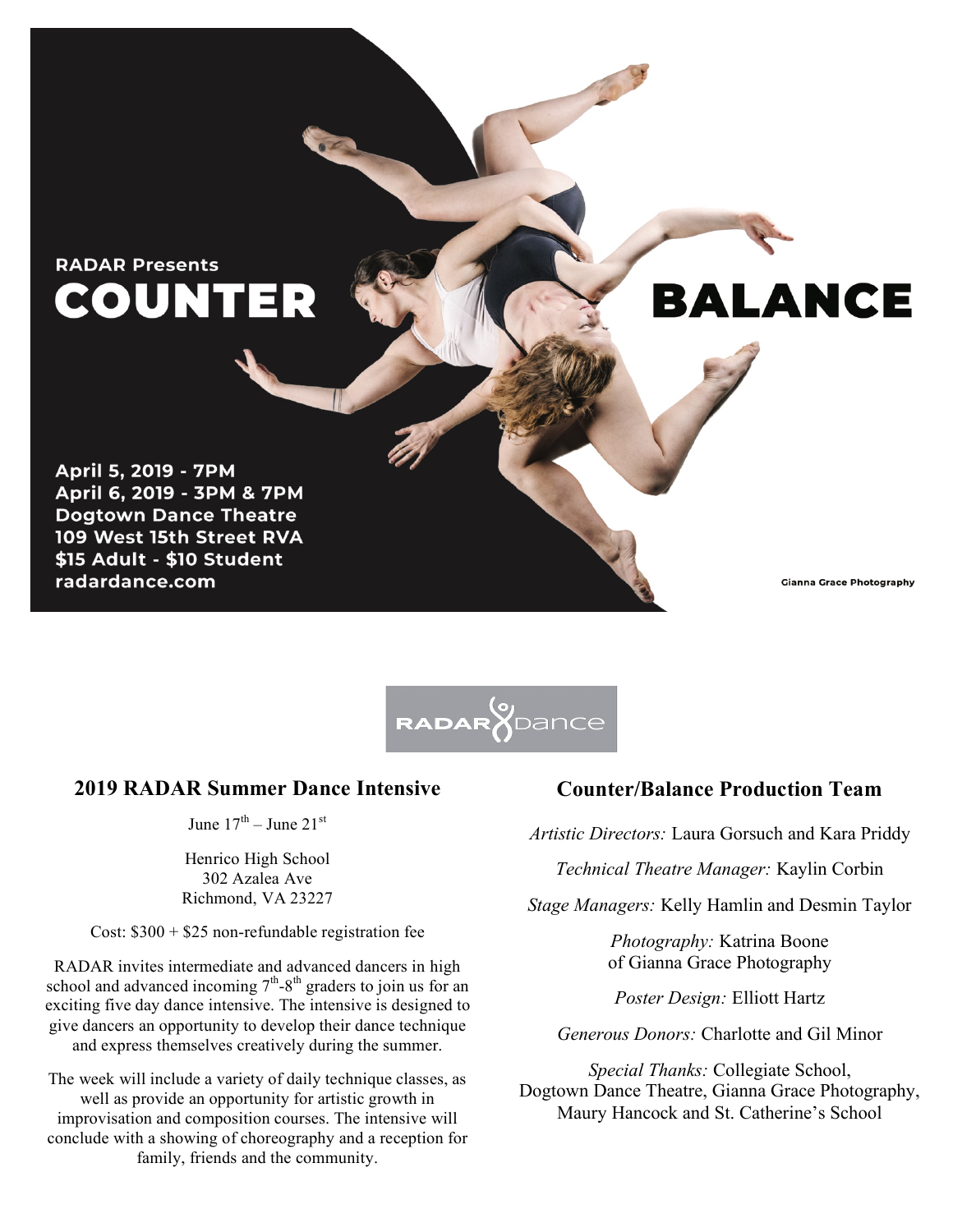RADAR Presents

# COUNTER BALANCE

**April 5, 2019 - 7PM**
**April 6, 2019 - 3PM & 7PM**
**Dogtown Dance Theatre**
**109 West 15th Street RVA**
**$15 Adult - $10 Student**
**radardance.com**

Gianna Grace Photography

RADAR Dance

## 2019 RADAR Summer Dance Intensive

June 17th – June 21st

Henrico High School
302 Azalea Ave
Richmond, VA 23227

Cost: $300 + $25 non-refundable registration fee

RADAR invites intermediate and advanced dancers in high school and advanced incoming 7th-8th graders to join us for an exciting five day dance intensive. The intensive is designed to give dancers an opportunity to develop their dance technique and express themselves creatively during the summer.

The week will include a variety of daily technique classes, as well as provide an opportunity for artistic growth in improvisation and composition courses. The intensive will conclude with a showing of choreography and a reception for family, friends and the community.

## Counter/Balance Production Team

*Artistic Directors:* Laura Gorsuch and Kara Priddy

*Technical Theatre Manager:* Kaylin Corbin

*Stage Managers:* Kelly Hamlin and Desmin Taylor

*Photography:* Katrina Boone of Gianna Grace Photography

*Poster Design:* Elliott Hartz

*Generous Donors:* Charlotte and Gil Minor

*Special Thanks:* Collegiate School, Dogtown Dance Theatre, Gianna Grace Photography, Maury Hancock and St. Catherine's School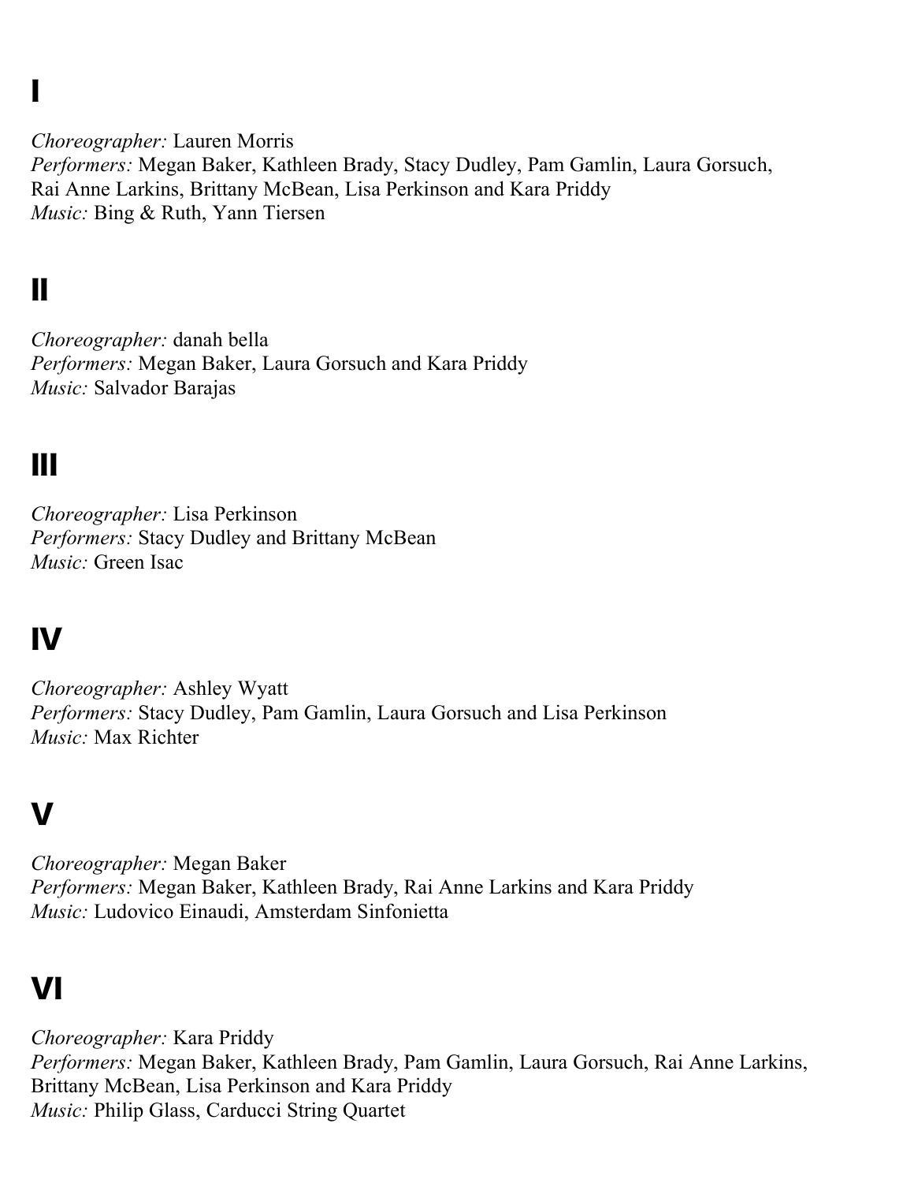## I

*Choreographer:* Lauren Morris
*Performers:* Megan Baker, Kathleen Brady, Stacy Dudley, Pam Gamlin, Laura Gorsuch, Rai Anne Larkins, Brittany McBean, Lisa Perkinson and Kara Priddy
*Music:* Bing & Ruth, Yann Tiersen

## II

*Choreographer:* danah bella
*Performers:* Megan Baker, Laura Gorsuch and Kara Priddy
*Music:* Salvador Barajas

## III

*Choreographer:* Lisa Perkinson
*Performers:* Stacy Dudley and Brittany McBean
*Music:* Green Isac

## IV

*Choreographer:* Ashley Wyatt
*Performers:* Stacy Dudley, Pam Gamlin, Laura Gorsuch and Lisa Perkinson
*Music:* Max Richter

## V

*Choreographer:* Megan Baker
*Performers:* Megan Baker, Kathleen Brady, Rai Anne Larkins and Kara Priddy
*Music:* Ludovico Einaudi, Amsterdam Sinfonietta

## VI

*Choreographer:* Kara Priddy
*Performers:* Megan Baker, Kathleen Brady, Pam Gamlin, Laura Gorsuch, Rai Anne Larkins, Brittany McBean, Lisa Perkinson and Kara Priddy
*Music:* Philip Glass, Carducci String Quartet